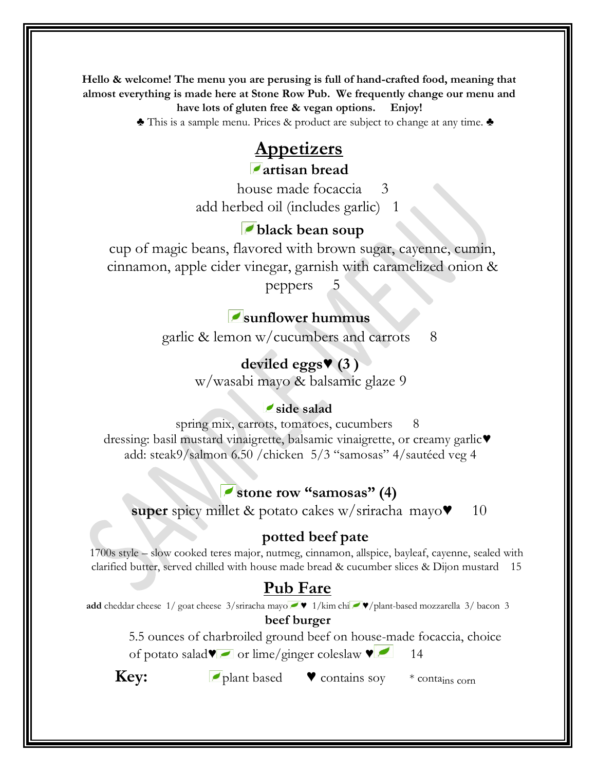**Hello & welcome! The menu you are perusing is full of hand-crafted food, meaning that almost everything is made here at Stone Row Pub. We frequently change our menu and have lots of gluten free & vegan options. Enjoy!**

♣ This is a sample menu. Prices & product are subject to change at any time. ♣

# Appetizers

### artisan bread

house made focaccia 3

add herbed oil (includes garlic) 1

### black bean soup

cup of magic beans, flavored with brown sugar, cayenne, cumin, cinnamon, apple cider vinegar, garnish with caramelized onion & peppers 5

### sunflower hummus

garlic & lemon w/cucumbers and carrots 8

### deviled eggs♥ (3 )

w/wasabi mayo & balsamic glaze 9

### side salad

spring mix, carrots, tomatoes, cucumbers 8

dressing: basil mustard vinaigrette, balsamic vinaigrette, or creamy garlic♥

add: steak9/salmon 6.50 /chicken 5/3 "samosas" 4/sautéed veg 4

### stone row "samosas" (4)

**super** spicy millet & potato cakes w/sriracha mayo♥ 10

### potted beef pate

1700s style – slow cooked teres major, nutmeg, cinnamon, allspice, bayleaf, cayenne, sealed with clarified butter, served chilled with house made bread & cucumber slices & Dijon mustard 15

# Pub Fare

**add** cheddar cheese 1/ goat cheese 3/sriracha mayo ♥ 1/kim chi ♥/plant-based mozzarella 3/ bacon 3

### beef burger

5.5 ounces of charbroiled ground beef on house-made focaccia, choice of potato salad♥ or lime/ginger coleslaw ♥ 14

**Key:** plant based ♥ contains soy * contains corn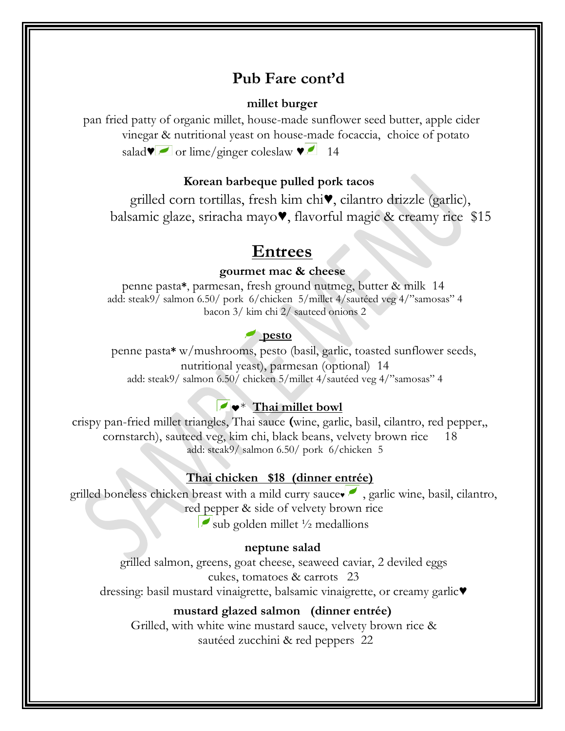## Pub Fare cont'd

**millet burger**

pan fried patty of organic millet, house-made sunflower seed butter, apple cider vinegar & nutritional yeast on house-made focaccia, choice of potato salad♥ or lime/ginger coleslaw ♥ 14

**Korean barbeque pulled pork tacos**

grilled corn tortillas, fresh kim chi♥, cilantro drizzle (garlic), balsamic glaze, sriracha mayo♥, flavorful magic & creamy rice $15

# Entrees

**gourmet mac & cheese**

penne pasta*, parmesan, fresh ground nutmeg, butter & milk 14
add: steak9/ salmon 6.50/ pork 6/chicken 5/millet 4/sautéed veg 4/"samosas" 4
bacon 3/ kim chi 2/ sauteed onions 2

**pesto**

penne pasta* w/mushrooms, pesto (basil, garlic, toasted sunflower seeds, nutritional yeast), parmesan (optional) 14
add: steak9/ salmon 6.50/ chicken 5/millet 4/sautéed veg 4/"samosas" 4

♥* **Thai millet bowl**

crispy pan-fried millet triangles, Thai sauce (wine, garlic, basil, cilantro, red pepper,, cornstarch), sauteed veg, kim chi, black beans, velvety brown rice 18
add: steak9/ salmon 6.50/ pork 6/chicken 5

**Thai chicken $18 (dinner entrée)**

grilled boneless chicken breast with a mild curry sauce♥ , garlic wine, basil, cilantro, red pepper & side of velvety brown rice
sub golden millet ½ medallions

**neptune salad**

grilled salmon, greens, goat cheese, seaweed caviar, 2 deviled eggs cukes, tomatoes & carrots 23
dressing: basil mustard vinaigrette, balsamic vinaigrette, or creamy garlic♥

**mustard glazed salmon (dinner entrée)**

Grilled, with white wine mustard sauce, velvety brown rice & sautéed zucchini & red peppers 22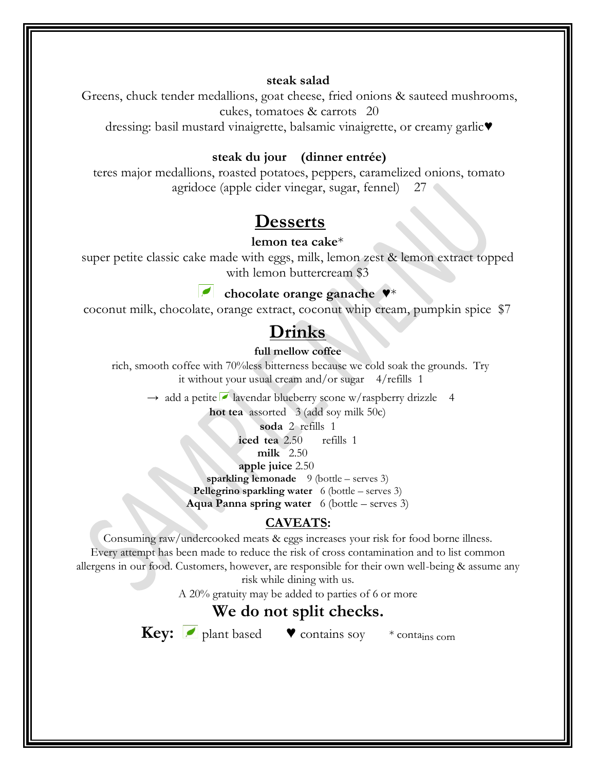**steak salad**

Greens, chuck tender medallions, goat cheese, fried onions & sauteed mushrooms, cukes, tomatoes & carrots 20

dressing: basil mustard vinaigrette, balsamic vinaigrette, or creamy garlic♥

**steak du jour (dinner entrée)**

teres major medallions, roasted potatoes, peppers, caramelized onions, tomato agridoce (apple cider vinegar, sugar, fennel) 27

## Desserts

**lemon tea cake***

super petite classic cake made with eggs, milk, lemon zest & lemon extract topped with lemon buttercream $3

**chocolate orange ganache ♥***

coconut milk, chocolate, orange extract, coconut whip cream, pumpkin spice $7

## Drinks

**full mellow coffee**

rich, smooth coffee with 70%less bitterness because we cold soak the grounds. Try it without your usual cream and/or sugar 4/refills 1

→ add a petite lavendar blueberry scone w/raspberry drizzle 4

**hot tea** assorted 3 (add soy milk 50c)

**soda** 2 refills 1

**iced tea** 2.50 refills 1

**milk** 2.50

**apple juice** 2.50

**sparkling lemonade** 9 (bottle – serves 3)

**Pellegrino sparkling water** 6 (bottle – serves 3)

**Aqua Panna spring water** 6 (bottle – serves 3)

### CAVEATS:

Consuming raw/undercooked meats & eggs increases your risk for food borne illness. Every attempt has been made to reduce the risk of cross contamination and to list common allergens in our food. Customers, however, are responsible for their own well-being & assume any risk while dining with us.

A 20% gratuity may be added to parties of 6 or more

**We do not split checks.**

**Key:** plant based ♥ contains soy * contains corn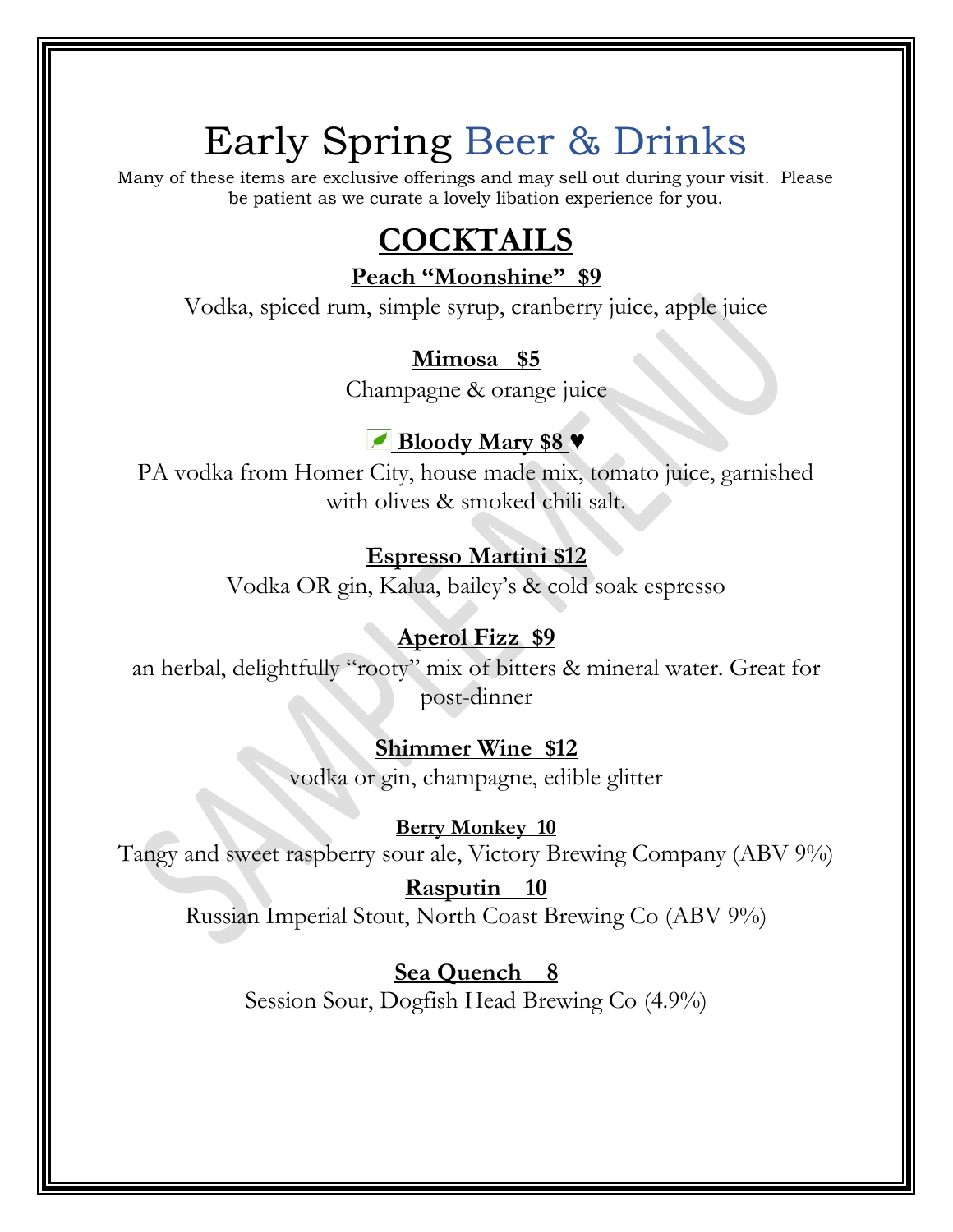# Early Spring Beer & Drinks

Many of these items are exclusive offerings and may sell out during your visit. Please be patient as we curate a lovely libation experience for you.

## COCKTAILS

**Peach "Moonshine" $9**

Vodka, spiced rum, simple syrup, cranberry juice, apple juice

**Mimosa $5**

Champagne & orange juice

**Bloody Mary $8** ♥

PA vodka from Homer City, house made mix, tomato juice, garnished with olives & smoked chili salt.

**Espresso Martini $12**

Vodka OR gin, Kalua, bailey's & cold soak espresso

**Aperol Fizz $9**

an herbal, delightfully "rooty" mix of bitters & mineral water. Great for post-dinner

**Shimmer Wine $12**

vodka or gin, champagne, edible glitter

**Berry Monkey 10**

Tangy and sweet raspberry sour ale, Victory Brewing Company (ABV 9%)

**Rasputin 10**

Russian Imperial Stout, North Coast Brewing Co (ABV 9%)

**Sea Quench 8**

Session Sour, Dogfish Head Brewing Co (4.9%)

SAMPLE MENU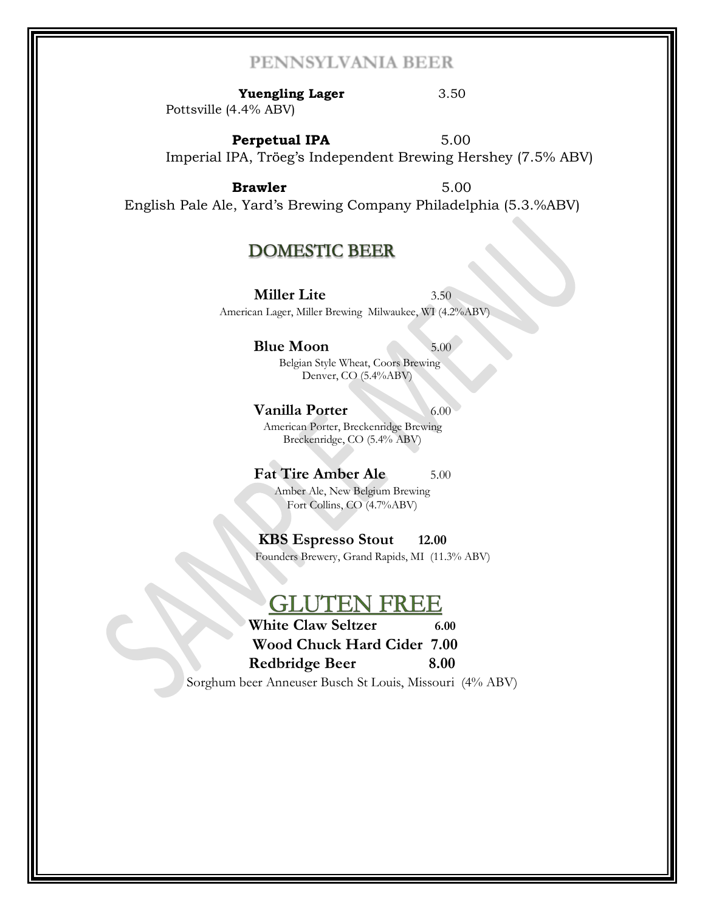## PENNSYLVANIA BEER

**Yuengling Lager** 3.50
Pottsville (4.4% ABV)

**Perpetual IPA** 5.00
Imperial IPA, Tröeg's Independent Brewing Hershey (7.5% ABV)

**Brawler** 5.00
English Pale Ale, Yard's Brewing Company Philadelphia (5.3.%ABV)

## DOMESTIC BEER

**Miller Lite** 3.50
American Lager, Miller Brewing Milwaukee, WI (4.2%ABV)

**Blue Moon** 5.00
Belgian Style Wheat, Coors Brewing
Denver, CO (5.4%ABV)

**Vanilla Porter** 6.00
American Porter, Breckenridge Brewing
Breckenridge, CO (5.4% ABV)

**Fat Tire Amber Ale** 5.00
Amber Ale, New Belgium Brewing
Fort Collins, CO (4.7%ABV)

**KBS Espresso Stout** **12.00**
Founders Brewery, Grand Rapids, MI (11.3% ABV)

## GLUTEN FREE

**White Claw Seltzer** **6.00**
**Wood Chuck Hard Cider** **7.00**
**Redbridge Beer** **8.00**
Sorghum beer Anneuser Busch St Louis, Missouri (4% ABV)

SAMPLE MENU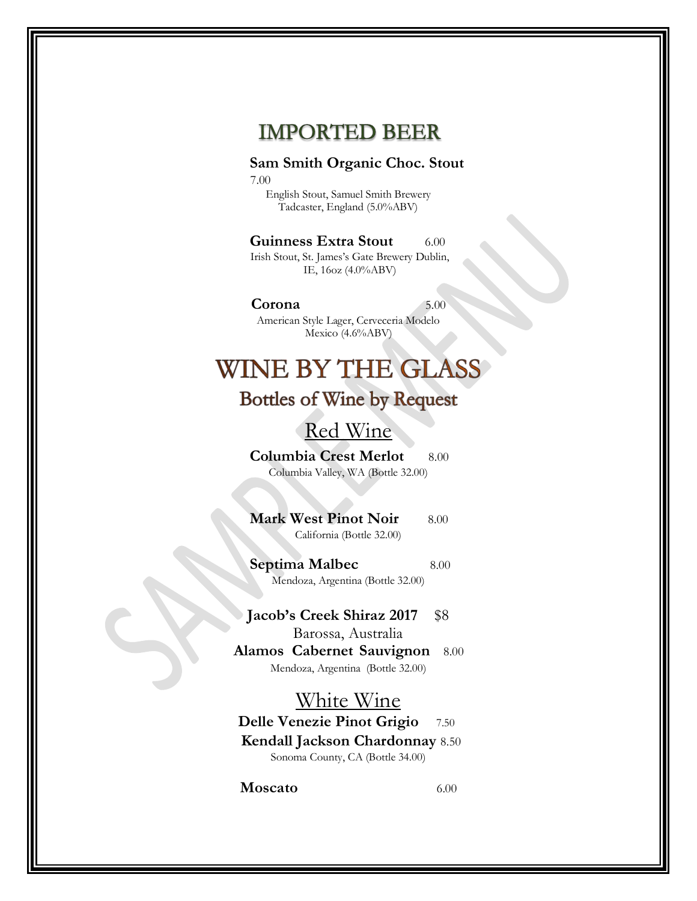## IMPORTED BEER

**Sam Smith Organic Choc. Stout**
7.00
English Stout, Samuel Smith Brewery
Tadcaster, England (5.0%ABV)

**Guinness Extra Stout** 6.00
Irish Stout, St. James's Gate Brewery Dublin, IE, 16oz (4.0%ABV)

**Corona** 5.00
American Style Lager, Cerveceria Modelo
Mexico (4.6%ABV)

# WINE BY THE GLASS

## Bottles of Wine by Request

### Red Wine

**Columbia Crest Merlot** 8.00
Columbia Valley, WA (Bottle 32.00)

**Mark West Pinot Noir** 8.00
California (Bottle 32.00)

**Septima Malbec** 8.00
Mendoza, Argentina (Bottle 32.00)

**Jacob's Creek Shiraz 2017** $8
Barossa, Australia

**Alamos Cabernet Sauvignon** 8.00
Mendoza, Argentina (Bottle 32.00)

### White Wine

**Delle Venezie Pinot Grigio** 7.50

**Kendall Jackson Chardonnay** 8.50
Sonoma County, CA (Bottle 34.00)

**Moscato** 6.00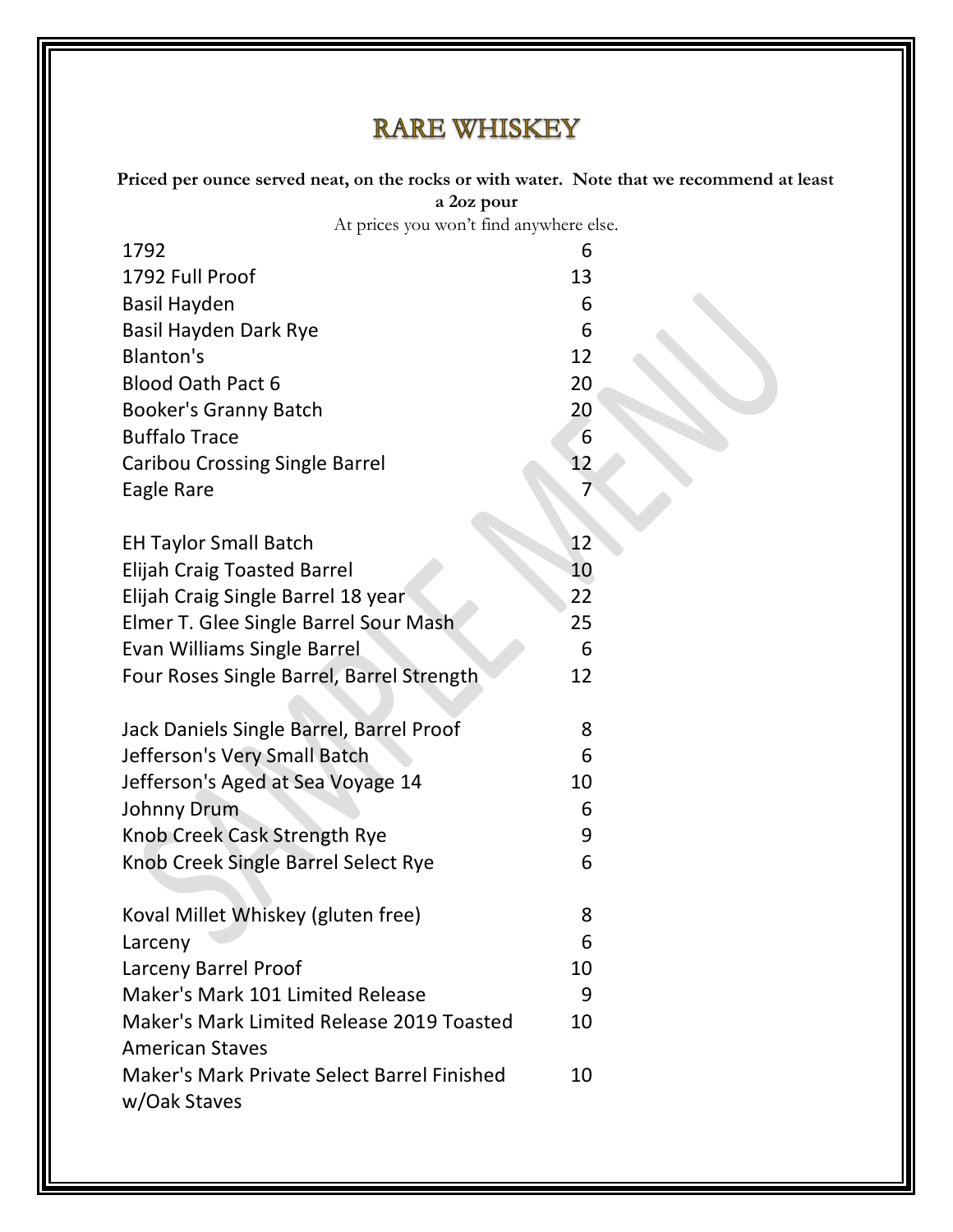# RARE WHISKEY

**Priced per ounce served neat, on the rocks or with water. Note that we recommend at least a 2oz pour**

At prices you won't find anywhere else.

| | |
|---|---|
| 1792 | 6 |
| 1792 Full Proof | 13 |
| Basil Hayden | 6 |
| Basil Hayden Dark Rye | 6 |
| Blanton's | 12 |
| Blood Oath Pact 6 | 20 |
| Booker's Granny Batch | 20 |
| Buffalo Trace | 6 |
| Caribou Crossing Single Barrel | 12 |
| Eagle Rare | 7 |
| EH Taylor Small Batch | 12 |
| Elijah Craig Toasted Barrel | 10 |
| Elijah Craig Single Barrel 18 year | 22 |
| Elmer T. Glee Single Barrel Sour Mash | 25 |
| Evan Williams Single Barrel | 6 |
| Four Roses Single Barrel, Barrel Strength | 12 |
| Jack Daniels Single Barrel, Barrel Proof | 8 |
| Jefferson's Very Small Batch | 6 |
| Jefferson's Aged at Sea Voyage 14 | 10 |
| Johnny Drum | 6 |
| Knob Creek Cask Strength Rye | 9 |
| Knob Creek Single Barrel Select Rye | 6 |
| Koval Millet Whiskey (gluten free) | 8 |
| Larceny | 6 |
| Larceny Barrel Proof | 10 |
| Maker's Mark 101 Limited Release | 9 |
| Maker's Mark Limited Release 2019 Toasted American Staves | 10 |
| Maker's Mark Private Select Barrel Finished w/Oak Staves | 10 |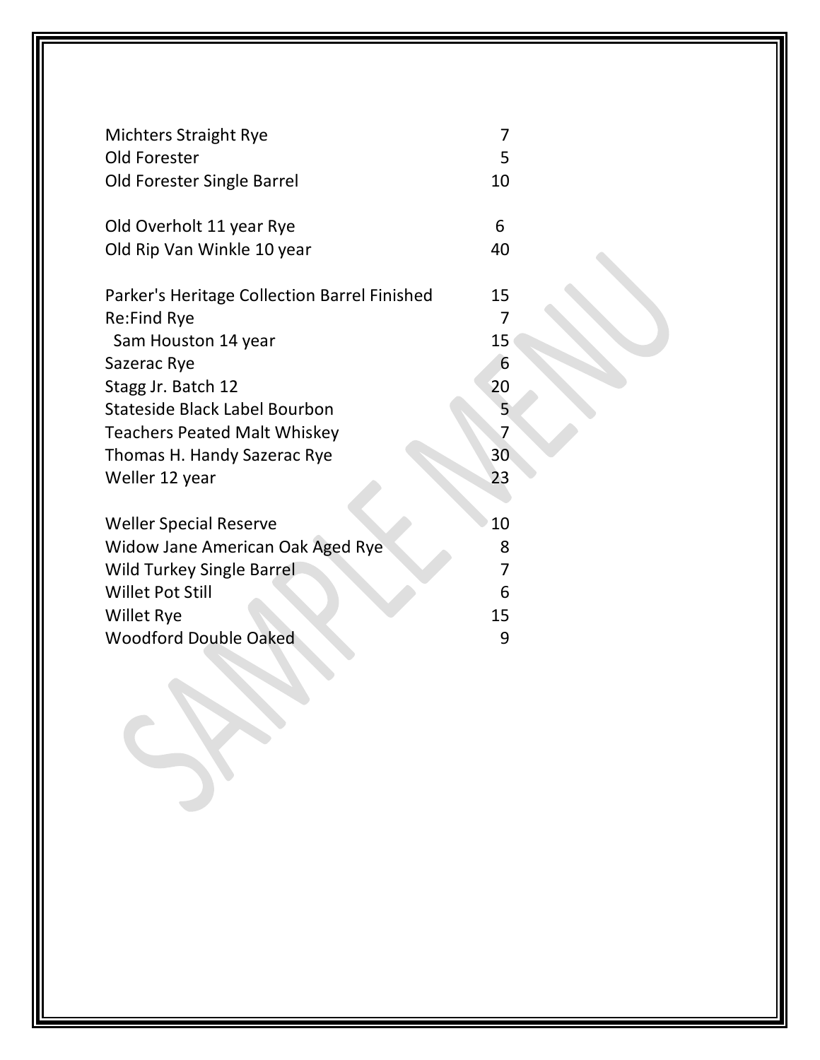| | |
|---|---|
| Michters Straight Rye | 7 |
| Old Forester | 5 |
| Old Forester Single Barrel | 10 |
| | |
| Old Overholt 11 year Rye | 6 |
| Old Rip Van Winkle 10 year | 40 |
| | |
| Parker's Heritage Collection Barrel Finished | 15 |
| Re:Find Rye | 7 |
| Sam Houston 14 year | 15 |
| Sazerac Rye | 6 |
| Stagg Jr. Batch 12 | 20 |
| Stateside Black Label Bourbon | 5 |
| Teachers Peated Malt Whiskey | 7 |
| Thomas H. Handy Sazerac Rye | 30 |
| Weller 12 year | 23 |
| | |
| Weller Special Reserve | 10 |
| Widow Jane American Oak Aged Rye | 8 |
| Wild Turkey Single Barrel | 7 |
| Willet Pot Still | 6 |
| Willet Rye | 15 |
| Woodford Double Oaked | 9 |

SAMPLE MENU